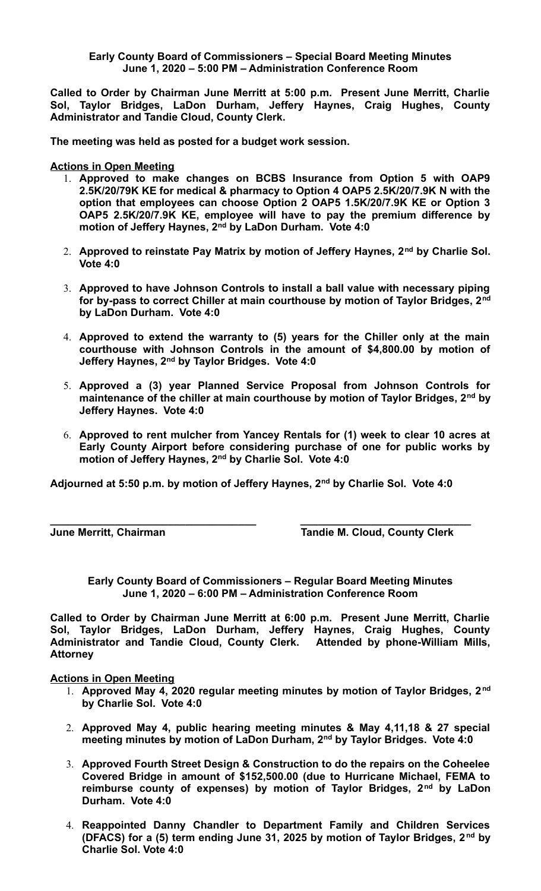**Early County Board of Commissioners – Special Board Meeting Minutes**
**June 1, 2020 – 5:00 PM – Administration Conference Room**

**Called to Order by Chairman June Merritt at 5:00 p.m. Present June Merritt, Charlie Sol, Taylor Bridges, LaDon Durham, Jeffery Haynes, Craig Hughes, County Administrator and Tandie Cloud, County Clerk.**

**The meeting was held as posted for a budget work session.**

**Actions in Open Meeting**

1. **Approved to make changes on BCBS Insurance from Option 5 with OAP9 2.5K/20/79K KE for medical & pharmacy to Option 4 OAP5 2.5K/20/7.9K N with the option that employees can choose Option 2 OAP5 1.5K/20/7.9K KE or Option 3 OAP5 2.5K/20/7.9K KE, employee will have to pay the premium difference by motion of Jeffery Haynes, 2nd by LaDon Durham. Vote 4:0**

2. **Approved to reinstate Pay Matrix by motion of Jeffery Haynes, 2nd by Charlie Sol. Vote 4:0**

3. **Approved to have Johnson Controls to install a ball value with necessary piping for by-pass to correct Chiller at main courthouse by motion of Taylor Bridges, 2nd by LaDon Durham. Vote 4:0**

4. **Approved to extend the warranty to (5) years for the Chiller only at the main courthouse with Johnson Controls in the amount of $4,800.00 by motion of Jeffery Haynes, 2nd by Taylor Bridges. Vote 4:0**

5. **Approved a (3) year Planned Service Proposal from Johnson Controls for maintenance of the chiller at main courthouse by motion of Taylor Bridges, 2nd by Jeffery Haynes. Vote 4:0**

6. **Approved to rent mulcher from Yancey Rentals for (1) week to clear 10 acres at Early County Airport before considering purchase of one for public works by motion of Jeffery Haynes, 2nd by Charlie Sol. Vote 4:0**

**Adjourned at 5:50 p.m. by motion of Jeffery Haynes, 2nd by Charlie Sol. Vote 4:0**

**\_\_\_\_\_\_\_\_\_\_\_\_\_\_\_\_\_\_\_\_\_\_\_\_\_\_\_\_\_\_\_\_\_\_\_\_ \_\_\_\_\_\_\_\_\_\_\_\_\_\_\_\_\_\_\_\_\_\_\_\_\_\_\_\_\_\_**

**June Merritt, Chairman Tandie M. Cloud, County Clerk**

**Early County Board of Commissioners – Regular Board Meeting Minutes**
**June 1, 2020 – 6:00 PM – Administration Conference Room**

**Called to Order by Chairman June Merritt at 6:00 p.m. Present June Merritt, Charlie Sol, Taylor Bridges, LaDon Durham, Jeffery Haynes, Craig Hughes, County Administrator and Tandie Cloud, County Clerk. Attended by phone-William Mills, Attorney**

**Actions in Open Meeting**

1. **Approved May 4, 2020 regular meeting minutes by motion of Taylor Bridges, 2nd by Charlie Sol. Vote 4:0**

2. **Approved May 4, public hearing meeting minutes & May 4,11,18 & 27 special meeting minutes by motion of LaDon Durham, 2nd by Taylor Bridges. Vote 4:0**

3. **Approved Fourth Street Design & Construction to do the repairs on the Coheelee Covered Bridge in amount of $152,500.00 (due to Hurricane Michael, FEMA to reimburse county of expenses) by motion of Taylor Bridges, 2nd by LaDon Durham. Vote 4:0**

4. **Reappointed Danny Chandler to Department Family and Children Services (DFACS) for a (5) term ending June 31, 2025 by motion of Taylor Bridges, 2nd by Charlie Sol. Vote 4:0**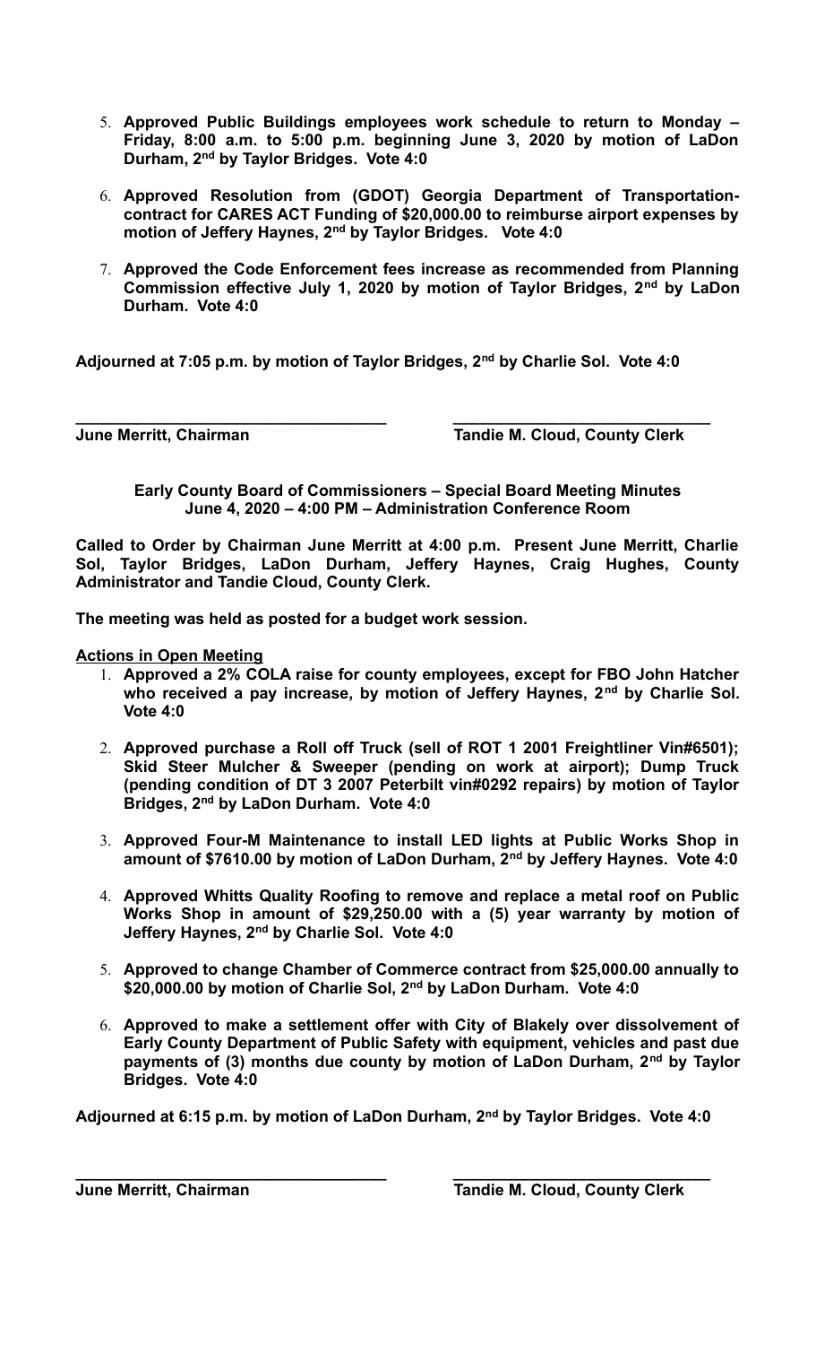5. **Approved Public Buildings employees work schedule to return to Monday – Friday, 8:00 a.m. to 5:00 p.m. beginning June 3, 2020 by motion of LaDon Durham, 2nd by Taylor Bridges. Vote 4:0**

6. **Approved Resolution from (GDOT) Georgia Department of Transportation-contract for CARES ACT Funding of $20,000.00 to reimburse airport expenses by motion of Jeffery Haynes, 2nd by Taylor Bridges. Vote 4:0**

7. **Approved the Code Enforcement fees increase as recommended from Planning Commission effective July 1, 2020 by motion of Taylor Bridges, 2nd by LaDon Durham. Vote 4:0**

**Adjourned at 7:05 p.m. by motion of Taylor Bridges, 2nd by Charlie Sol. Vote 4:0**

**\_\_\_\_\_\_\_\_\_\_\_\_\_\_\_\_\_\_\_\_\_\_\_\_\_\_\_\_\_\_\_\_\_\_\_\_ \_\_\_\_\_\_\_\_\_\_\_\_\_\_\_\_\_\_\_\_\_\_\_\_\_\_\_\_\_\_\_**

**June Merritt, Chairman Tandie M. Cloud, County Clerk**

**Early County Board of Commissioners – Special Board Meeting Minutes**
**June 4, 2020 – 4:00 PM – Administration Conference Room**

**Called to Order by Chairman June Merritt at 4:00 p.m. Present June Merritt, Charlie Sol, Taylor Bridges, LaDon Durham, Jeffery Haynes, Craig Hughes, County Administrator and Tandie Cloud, County Clerk.**

**The meeting was held as posted for a budget work session.**

**<u>Actions in Open Meeting</u>**

1. **Approved a 2% COLA raise for county employees, except for FBO John Hatcher who received a pay increase, by motion of Jeffery Haynes, 2nd by Charlie Sol. Vote 4:0**

2. **Approved purchase a Roll off Truck (sell of ROT 1 2001 Freightliner Vin#6501); Skid Steer Mulcher & Sweeper (pending on work at airport); Dump Truck (pending condition of DT 3 2007 Peterbilt vin#0292 repairs) by motion of Taylor Bridges, 2nd by LaDon Durham. Vote 4:0**

3. **Approved Four-M Maintenance to install LED lights at Public Works Shop in amount of $7610.00 by motion of LaDon Durham, 2nd by Jeffery Haynes. Vote 4:0**

4. **Approved Whitts Quality Roofing to remove and replace a metal roof on Public Works Shop in amount of $29,250.00 with a (5) year warranty by motion of Jeffery Haynes, 2nd by Charlie Sol. Vote 4:0**

5. **Approved to change Chamber of Commerce contract from $25,000.00 annually to $20,000.00 by motion of Charlie Sol, 2nd by LaDon Durham. Vote 4:0**

6. **Approved to make a settlement offer with City of Blakely over dissolvement of Early County Department of Public Safety with equipment, vehicles and past due payments of (3) months due county by motion of LaDon Durham, 2nd by Taylor Bridges. Vote 4:0**

**Adjourned at 6:15 p.m. by motion of LaDon Durham, 2nd by Taylor Bridges. Vote 4:0**

**\_\_\_\_\_\_\_\_\_\_\_\_\_\_\_\_\_\_\_\_\_\_\_\_\_\_\_\_\_\_\_\_\_\_\_\_ \_\_\_\_\_\_\_\_\_\_\_\_\_\_\_\_\_\_\_\_\_\_\_\_\_\_\_\_\_\_\_**

**June Merritt, Chairman Tandie M. Cloud, County Clerk**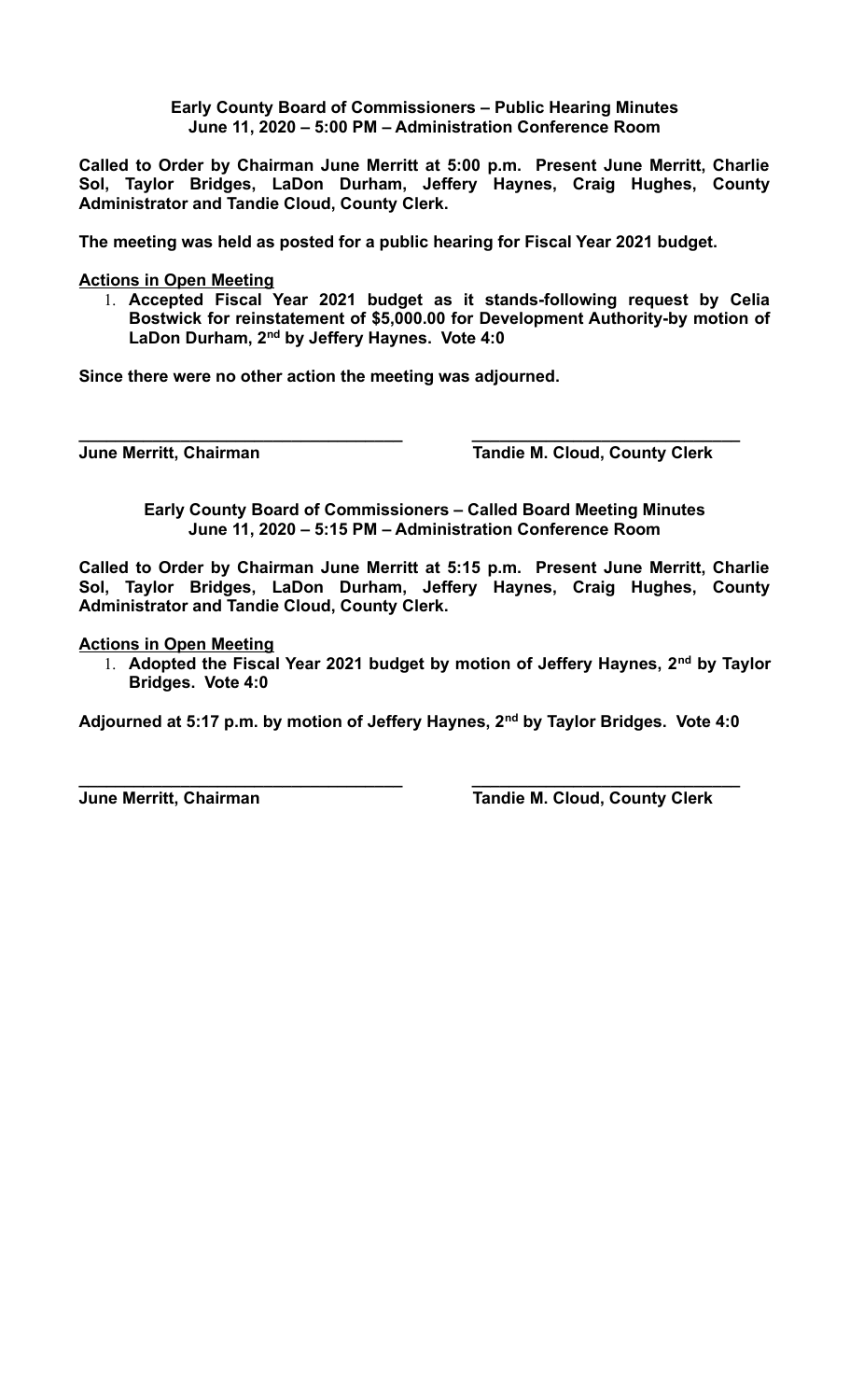**Early County Board of Commissioners – Public Hearing Minutes**
**June 11, 2020 – 5:00 PM – Administration Conference Room**

**Called to Order by Chairman June Merritt at 5:00 p.m. Present June Merritt, Charlie Sol, Taylor Bridges, LaDon Durham, Jeffery Haynes, Craig Hughes, County Administrator and Tandie Cloud, County Clerk.**

**The meeting was held as posted for a public hearing for Fiscal Year 2021 budget.**

**Actions in Open Meeting**

1. **Accepted Fiscal Year 2021 budget as it stands-following request by Celia Bostwick for reinstatement of $5,000.00 for Development Authority-by motion of LaDon Durham, 2nd by Jeffery Haynes. Vote 4:0**

**Since there were no other action the meeting was adjourned.**

**June Merritt, Chairman** | **Tandie M. Cloud, County Clerk**

**Early County Board of Commissioners – Called Board Meeting Minutes**
**June 11, 2020 – 5:15 PM – Administration Conference Room**

**Called to Order by Chairman June Merritt at 5:15 p.m. Present June Merritt, Charlie Sol, Taylor Bridges, LaDon Durham, Jeffery Haynes, Craig Hughes, County Administrator and Tandie Cloud, County Clerk.**

**Actions in Open Meeting**

1. **Adopted the Fiscal Year 2021 budget by motion of Jeffery Haynes, 2nd by Taylor Bridges. Vote 4:0**

**Adjourned at 5:17 p.m. by motion of Jeffery Haynes, 2nd by Taylor Bridges. Vote 4:0**

**June Merritt, Chairman** | **Tandie M. Cloud, County Clerk**